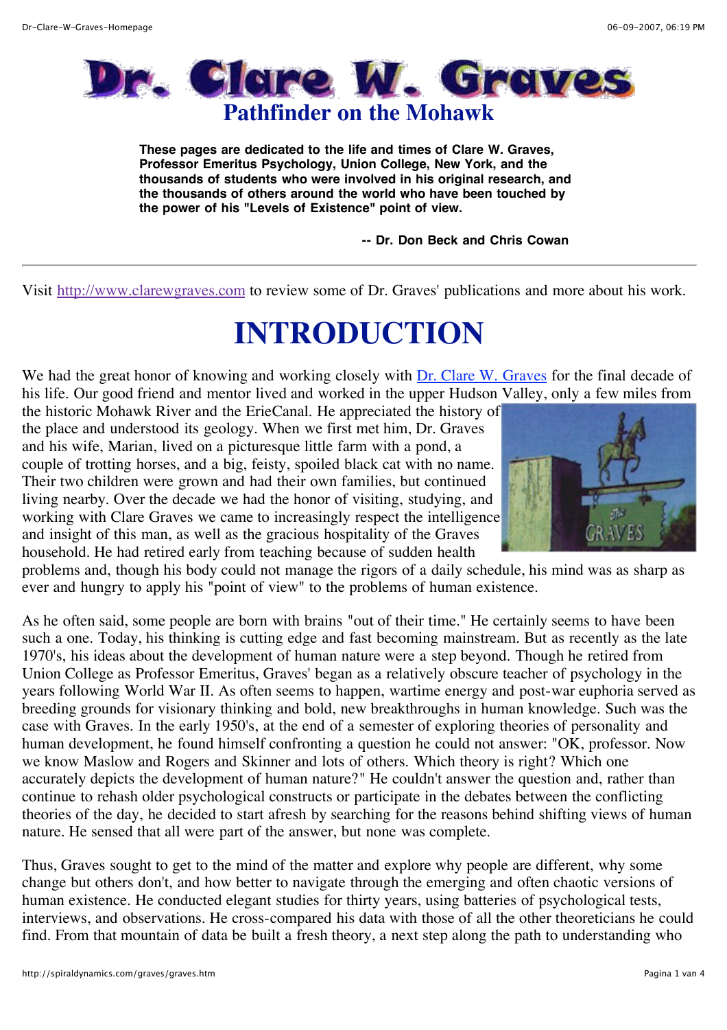# Dr. Clare W. Graves

## Pathfinder on the Mohawk

**These pages are dedicated to the life and times of Clare W. Graves, Professor Emeritus Psychology, Union College, New York, and the thousands of students who were involved in his original research, and the thousands of others around the world who have been touched by the power of his "Levels of Existence" point of view.**

**-- Dr. Don Beck and Chris Cowan**

---

Visit [http://www.clarewgraves.com](http://www.clarewgraves.com) to review some of Dr. Graves' publications and more about his work.

# INTRODUCTION

We had the great honor of knowing and working closely with Dr. Clare W. Graves for the final decade of his life. Our good friend and mentor lived and worked in the upper Hudson Valley, only a few miles from the historic Mohawk River and the ErieCanal. He appreciated the history of the place and understood its geology. When we first met him, Dr. Graves and his wife, Marian, lived on a picturesque little farm with a pond, a couple of trotting horses, and a big, feisty, spoiled black cat with no name. Their two children were grown and had their own families, but continued living nearby. Over the decade we had the honor of visiting, studying, and working with Clare Graves we came to increasingly respect the intelligence and insight of this man, as well as the gracious hospitality of the Graves household. He had retired early from teaching because of sudden health problems and, though his body could not manage the rigors of a daily schedule, his mind was as sharp as ever and hungry to apply his "point of view" to the problems of human existence.

As he often said, some people are born with brains "out of their time." He certainly seems to have been such a one. Today, his thinking is cutting edge and fast becoming mainstream. But as recently as the late 1970's, his ideas about the development of human nature were a step beyond. Though he retired from Union College as Professor Emeritus, Graves' began as a relatively obscure teacher of psychology in the years following World War II. As often seems to happen, wartime energy and post-war euphoria served as breeding grounds for visionary thinking and bold, new breakthroughs in human knowledge. Such was the case with Graves. In the early 1950's, at the end of a semester of exploring theories of personality and human development, he found himself confronting a question he could not answer: "OK, professor. Now we know Maslow and Rogers and Skinner and lots of others. Which theory is right? Which one accurately depicts the development of human nature?" He couldn't answer the question and, rather than continue to rehash older psychological constructs or participate in the debates between the conflicting theories of the day, he decided to start afresh by searching for the reasons behind shifting views of human nature. He sensed that all were part of the answer, but none was complete.

Thus, Graves sought to get to the mind of the matter and explore why people are different, why some change but others don't, and how better to navigate through the emerging and often chaotic versions of human existence. He conducted elegant studies for thirty years, using batteries of psychological tests, interviews, and observations. He cross-compared his data with those of all the other theoreticians he could find. From that mountain of data be built a fresh theory, a next step along the path to understanding who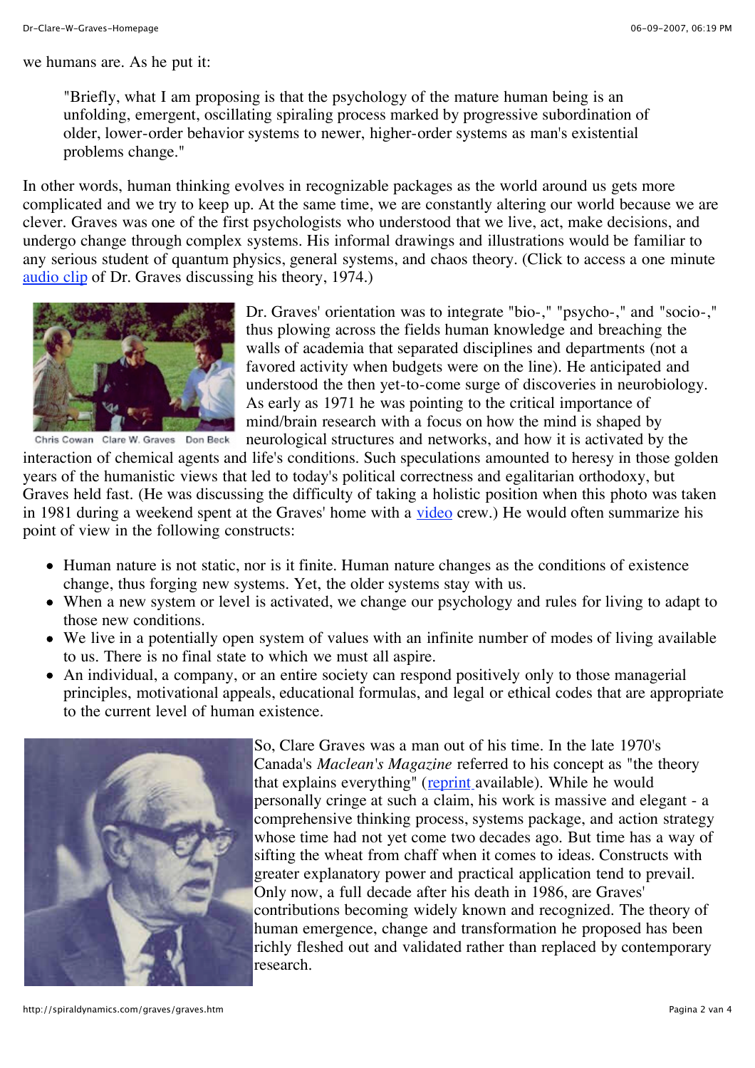we humans are. As he put it:

> "Briefly, what I am proposing is that the psychology of the mature human being is an unfolding, emergent, oscillating spiraling process marked by progressive subordination of older, lower-order behavior systems to newer, higher-order systems as man's existential problems change."

In other words, human thinking evolves in recognizable packages as the world around us gets more complicated and we try to keep up. At the same time, we are constantly altering our world because we are clever. Graves was one of the first psychologists who understood that we live, act, make decisions, and undergo change through complex systems. His informal drawings and illustrations would be familiar to any serious student of quantum physics, general systems, and chaos theory. (Click to access a one minute audio clip of Dr. Graves discussing his theory, 1974.)

Chris Cowan Clare W. Graves Don Beck

Dr. Graves' orientation was to integrate "bio-," "psycho-," and "socio-," thus plowing across the fields human knowledge and breaching the walls of academia that separated disciplines and departments (not a favored activity when budgets were on the line). He anticipated and understood the then yet-to-come surge of discoveries in neurobiology. As early as 1971 he was pointing to the critical importance of mind/brain research with a focus on how the mind is shaped by neurological structures and networks, and how it is activated by the interaction of chemical agents and life's conditions. Such speculations amounted to heresy in those golden years of the humanistic views that led to today's political correctness and egalitarian orthodoxy, but Graves held fast. (He was discussing the difficulty of taking a holistic position when this photo was taken in 1981 during a weekend spent at the Graves' home with a video crew.) He would often summarize his point of view in the following constructs:

- Human nature is not static, nor is it finite. Human nature changes as the conditions of existence change, thus forging new systems. Yet, the older systems stay with us.
- When a new system or level is activated, we change our psychology and rules for living to adapt to those new conditions.
- We live in a potentially open system of values with an infinite number of modes of living available to us. There is no final state to which we must all aspire.
- An individual, a company, or an entire society can respond positively only to those managerial principles, motivational appeals, educational formulas, and legal or ethical codes that are appropriate to the current level of human existence.

So, Clare Graves was a man out of his time. In the late 1970's Canada's *Maclean's Magazine* referred to his concept as "the theory that explains everything" (reprint available). While he would personally cringe at such a claim, his work is massive and elegant - a comprehensive thinking process, systems package, and action strategy whose time had not yet come two decades ago. But time has a way of sifting the wheat from chaff when it comes to ideas. Constructs with greater explanatory power and practical application tend to prevail. Only now, a full decade after his death in 1986, are Graves' contributions becoming widely known and recognized. The theory of human emergence, change and transformation he proposed has been richly fleshed out and validated rather than replaced by contemporary research.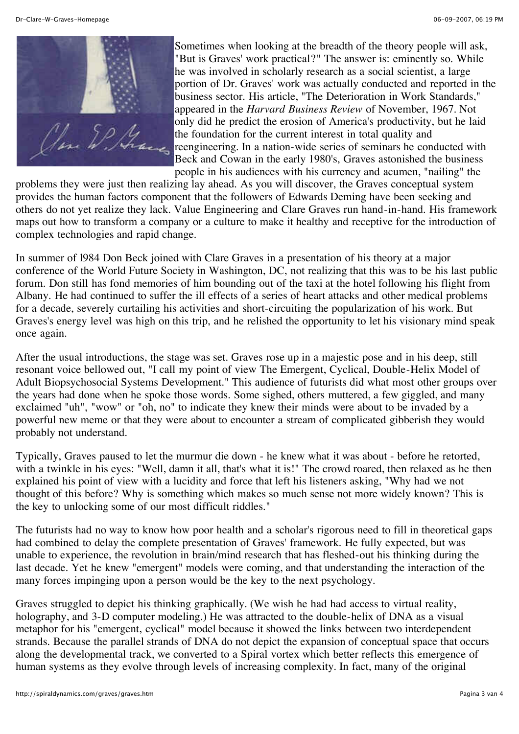Sometimes when looking at the breadth of the theory people will ask, "But is Graves' work practical?" The answer is: eminently so. While he was involved in scholarly research as a social scientist, a large portion of Dr. Graves' work was actually conducted and reported in the business sector. His article, "The Deterioration in Work Standards," appeared in the *Harvard Business Review* of November, 1967. Not only did he predict the erosion of America's productivity, but he laid the foundation for the current interest in total quality and reengineering. In a nation-wide series of seminars he conducted with Beck and Cowan in the early 1980's, Graves astonished the business people in his audiences with his currency and acumen, "nailing" the problems they were just then realizing lay ahead. As you will discover, the Graves conceptual system provides the human factors component that the followers of Edwards Deming have been seeking and others do not yet realize they lack. Value Engineering and Clare Graves run hand-in-hand. His framework maps out how to transform a company or a culture to make it healthy and receptive for the introduction of complex technologies and rapid change.

In summer of l984 Don Beck joined with Clare Graves in a presentation of his theory at a major conference of the World Future Society in Washington, DC, not realizing that this was to be his last public forum. Don still has fond memories of him bounding out of the taxi at the hotel following his flight from Albany. He had continued to suffer the ill effects of a series of heart attacks and other medical problems for a decade, severely curtailing his activities and short-circuiting the popularization of his work. But Graves's energy level was high on this trip, and he relished the opportunity to let his visionary mind speak once again.

After the usual introductions, the stage was set. Graves rose up in a majestic pose and in his deep, still resonant voice bellowed out, "I call my point of view The Emergent, Cyclical, Double-Helix Model of Adult Biopsychosocial Systems Development." This audience of futurists did what most other groups over the years had done when he spoke those words. Some sighed, others muttered, a few giggled, and many exclaimed "uh", "wow" or "oh, no" to indicate they knew their minds were about to be invaded by a powerful new meme or that they were about to encounter a stream of complicated gibberish they would probably not understand.

Typically, Graves paused to let the murmur die down - he knew what it was about - before he retorted, with a twinkle in his eyes: "Well, damn it all, that's what it is!" The crowd roared, then relaxed as he then explained his point of view with a lucidity and force that left his listeners asking, "Why had we not thought of this before? Why is something which makes so much sense not more widely known? This is the key to unlocking some of our most difficult riddles."

The futurists had no way to know how poor health and a scholar's rigorous need to fill in theoretical gaps had combined to delay the complete presentation of Graves' framework. He fully expected, but was unable to experience, the revolution in brain/mind research that has fleshed-out his thinking during the last decade. Yet he knew "emergent" models were coming, and that understanding the interaction of the many forces impinging upon a person would be the key to the next psychology.

Graves struggled to depict his thinking graphically. (We wish he had had access to virtual reality, holography, and 3-D computer modeling.) He was attracted to the double-helix of DNA as a visual metaphor for his "emergent, cyclical" model because it showed the links between two interdependent strands. Because the parallel strands of DNA do not depict the expansion of conceptual space that occurs along the developmental track, we converted to a Spiral vortex which better reflects this emergence of human systems as they evolve through levels of increasing complexity. In fact, many of the original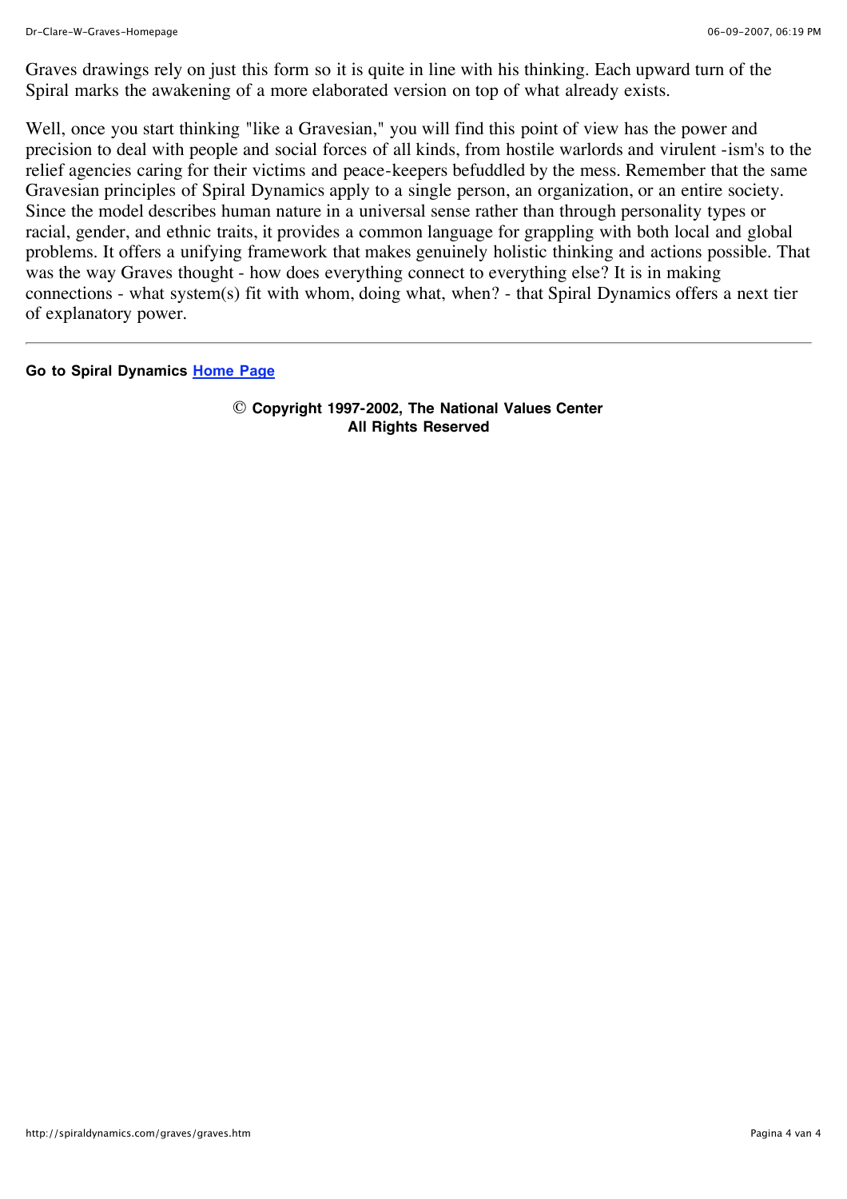Graves drawings rely on just this form so it is quite in line with his thinking. Each upward turn of the Spiral marks the awakening of a more elaborated version on top of what already exists.

Well, once you start thinking "like a Gravesian," you will find this point of view has the power and precision to deal with people and social forces of all kinds, from hostile warlords and virulent -ism's to the relief agencies caring for their victims and peace-keepers befuddled by the mess. Remember that the same Gravesian principles of Spiral Dynamics apply to a single person, an organization, or an entire society. Since the model describes human nature in a universal sense rather than through personality types or racial, gender, and ethnic traits, it provides a common language for grappling with both local and global problems. It offers a unifying framework that makes genuinely holistic thinking and actions possible. That was the way Graves thought - how does everything connect to everything else? It is in making connections - what system(s) fit with whom, doing what, when? - that Spiral Dynamics offers a next tier of explanatory power.

---

**Go to Spiral Dynamics [Home Page]**

© **Copyright 1997-2002, The National Values Center**
**All Rights Reserved**